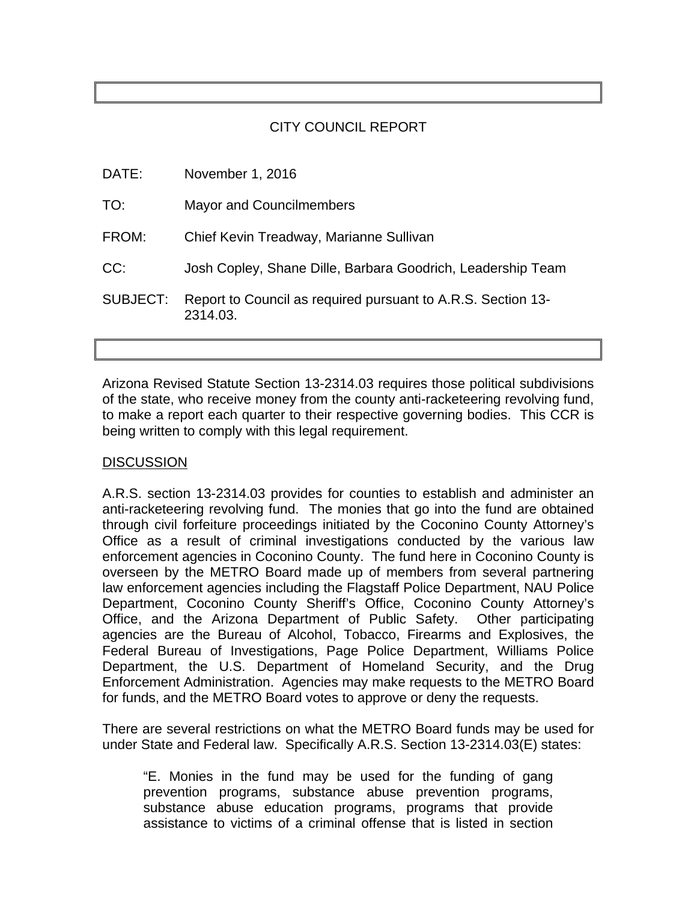CITY COUNCIL REPORT

| | |
|---|---|
| DATE: | November 1, 2016 |
| TO: | Mayor and Councilmembers |
| FROM: | Chief Kevin Treadway, Marianne Sullivan |
| CC: | Josh Copley, Shane Dille, Barbara Goodrich, Leadership Team |
| SUBJECT: | Report to Council as required pursuant to A.R.S. Section 13-2314.03. |

Arizona Revised Statute Section 13-2314.03 requires those political subdivisions of the state, who receive money from the county anti-racketeering revolving fund, to make a report each quarter to their respective governing bodies. This CCR is being written to comply with this legal requirement.

## DISCUSSION

A.R.S. section 13-2314.03 provides for counties to establish and administer an anti-racketeering revolving fund. The monies that go into the fund are obtained through civil forfeiture proceedings initiated by the Coconino County Attorney's Office as a result of criminal investigations conducted by the various law enforcement agencies in Coconino County. The fund here in Coconino County is overseen by the METRO Board made up of members from several partnering law enforcement agencies including the Flagstaff Police Department, NAU Police Department, Coconino County Sheriff's Office, Coconino County Attorney's Office, and the Arizona Department of Public Safety. Other participating agencies are the Bureau of Alcohol, Tobacco, Firearms and Explosives, the Federal Bureau of Investigations, Page Police Department, Williams Police Department, the U.S. Department of Homeland Security, and the Drug Enforcement Administration. Agencies may make requests to the METRO Board for funds, and the METRO Board votes to approve or deny the requests.

There are several restrictions on what the METRO Board funds may be used for under State and Federal law. Specifically A.R.S. Section 13-2314.03(E) states:

> "E. Monies in the fund may be used for the funding of gang prevention programs, substance abuse prevention programs, substance abuse education programs, programs that provide assistance to victims of a criminal offense that is listed in section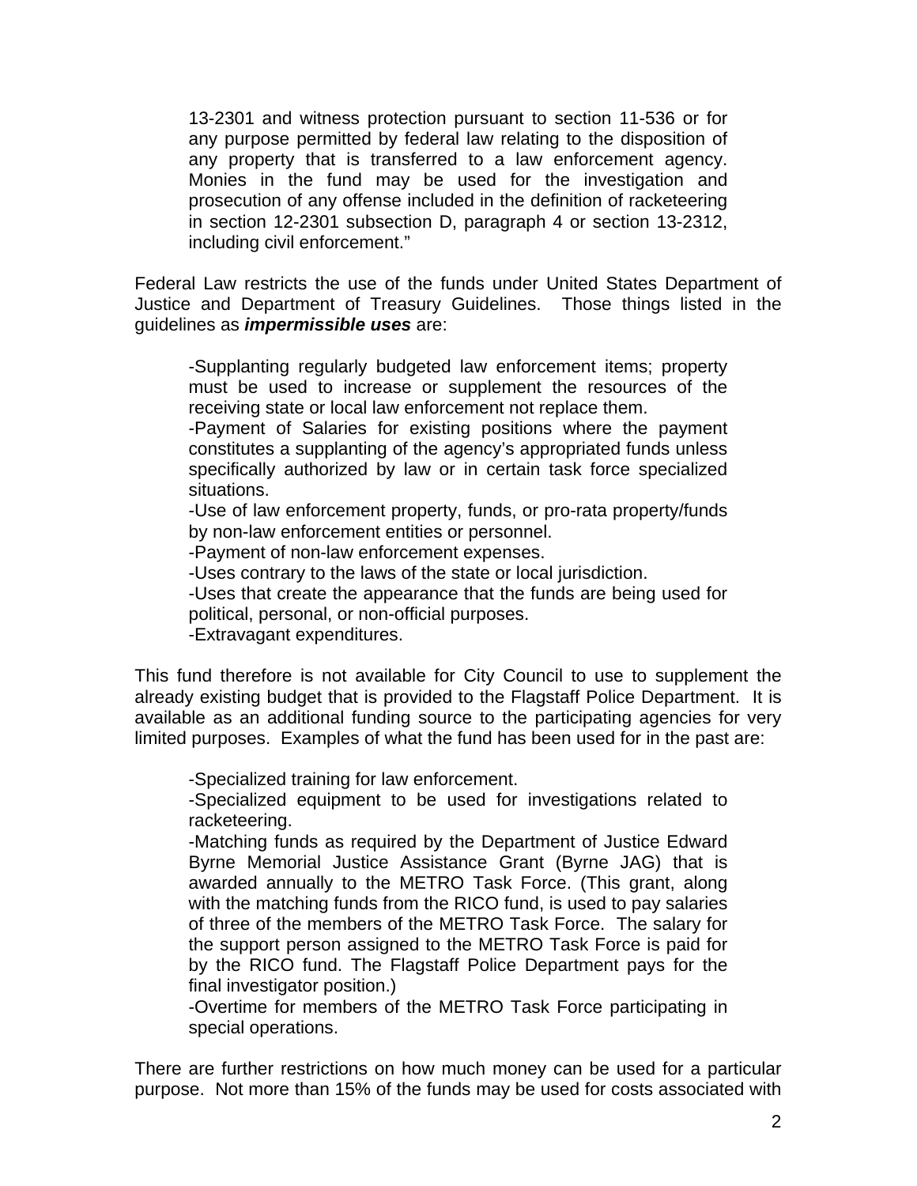> 13-2301 and witness protection pursuant to section 11-536 or for any purpose permitted by federal law relating to the disposition of any property that is transferred to a law enforcement agency. Monies in the fund may be used for the investigation and prosecution of any offense included in the definition of racketeering in section 12-2301 subsection D, paragraph 4 or section 13-2312, including civil enforcement."

Federal Law restricts the use of the funds under United States Department of Justice and Department of Treasury Guidelines. Those things listed in the guidelines as ***impermissible uses*** are:

> -Supplanting regularly budgeted law enforcement items; property must be used to increase or supplement the resources of the receiving state or local law enforcement not replace them.
>
> -Payment of Salaries for existing positions where the payment constitutes a supplanting of the agency's appropriated funds unless specifically authorized by law or in certain task force specialized situations.
>
> -Use of law enforcement property, funds, or pro-rata property/funds by non-law enforcement entities or personnel.
>
> -Payment of non-law enforcement expenses.
>
> -Uses contrary to the laws of the state or local jurisdiction.
>
> -Uses that create the appearance that the funds are being used for political, personal, or non-official purposes.
>
> -Extravagant expenditures.

This fund therefore is not available for City Council to use to supplement the already existing budget that is provided to the Flagstaff Police Department. It is available as an additional funding source to the participating agencies for very limited purposes. Examples of what the fund has been used for in the past are:

> -Specialized training for law enforcement.
>
> -Specialized equipment to be used for investigations related to racketeering.
>
> -Matching funds as required by the Department of Justice Edward Byrne Memorial Justice Assistance Grant (Byrne JAG) that is awarded annually to the METRO Task Force. (This grant, along with the matching funds from the RICO fund, is used to pay salaries of three of the members of the METRO Task Force. The salary for the support person assigned to the METRO Task Force is paid for by the RICO fund. The Flagstaff Police Department pays for the final investigator position.)
>
> -Overtime for members of the METRO Task Force participating in special operations.

There are further restrictions on how much money can be used for a particular purpose. Not more than 15% of the funds may be used for costs associated with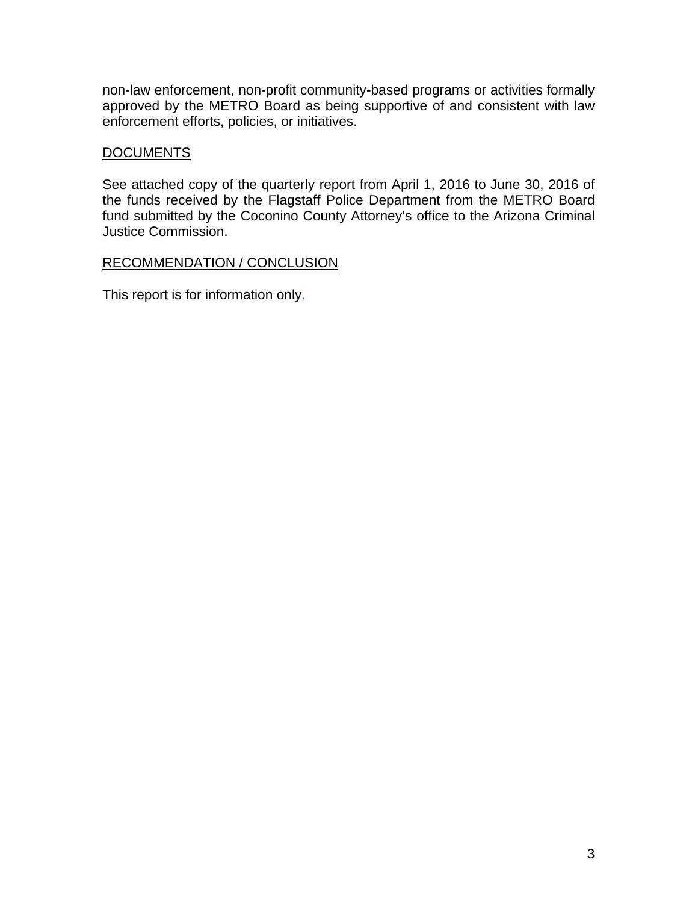non-law enforcement, non-profit community-based programs or activities formally approved by the METRO Board as being supportive of and consistent with law enforcement efforts, policies, or initiatives.

## DOCUMENTS

See attached copy of the quarterly report from April 1, 2016 to June 30, 2016 of the funds received by the Flagstaff Police Department from the METRO Board fund submitted by the Coconino County Attorney's office to the Arizona Criminal Justice Commission.

## RECOMMENDATION / CONCLUSION

This report is for information only.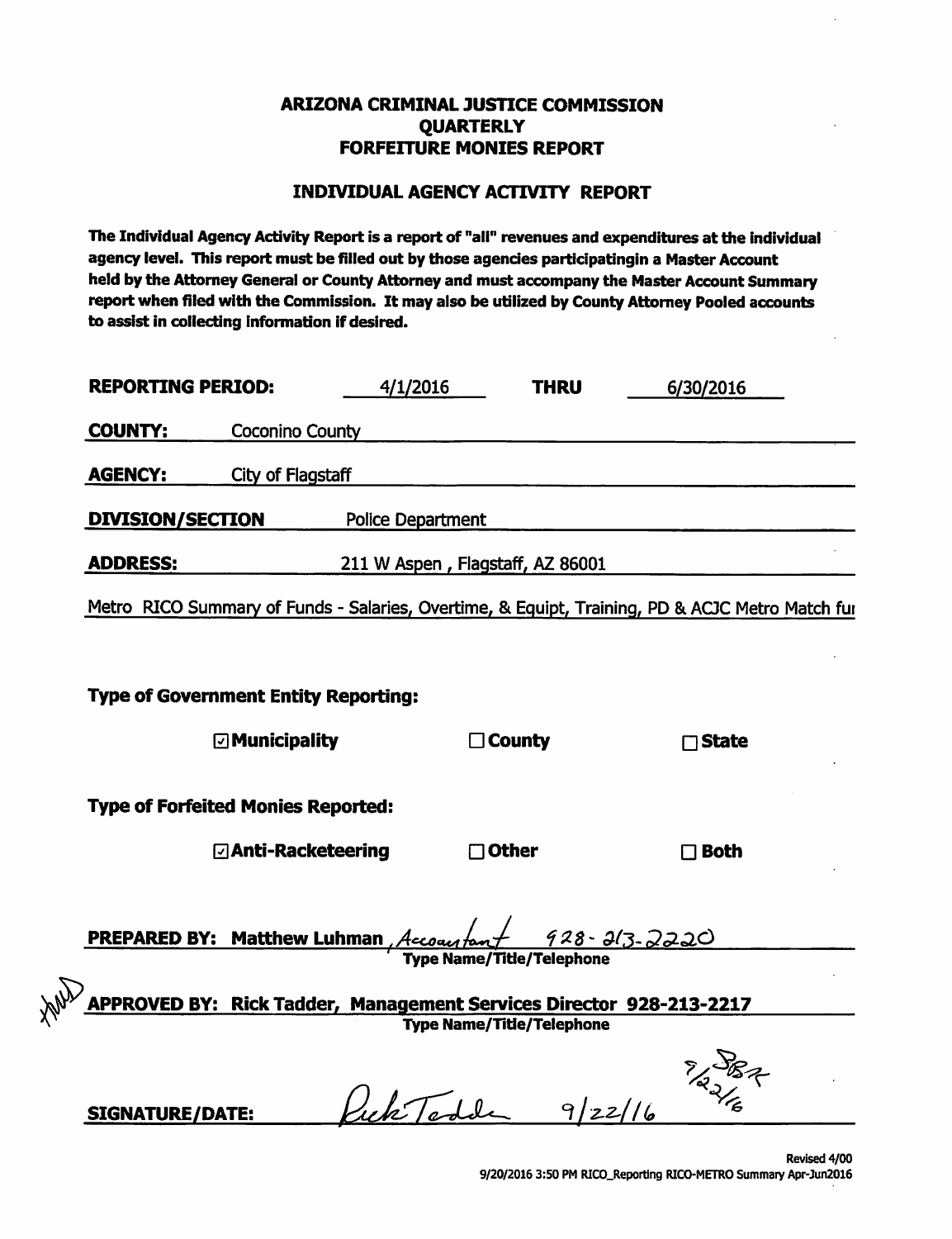# ARIZONA CRIMINAL JUSTICE COMMISSION
# QUARTERLY
# FORFEITURE MONIES REPORT

## INDIVIDUAL AGENCY ACTIVITY REPORT

**The Individual Agency Activity Report is a report of "all" revenues and expenditures at the individual agency level. This report must be filled out by those agencies participatingin a Master Account held by the Attorney General or County Attorney and must accompany the Master Account Summary report when filed with the Commission. It may also be utilized by County Attorney Pooled accounts to assist in collecting information if desired.**

**REPORTING PERIOD:** 4/1/2016 **THRU** 6/30/2016

**COUNTY:** Coconino County

**AGENCY:** City of Flagstaff

**DIVISION/SECTION** Police Department

**ADDRESS:** 211 W Aspen , Flagstaff, AZ 86001

Metro RICO Summary of Funds - Salaries, Overtime, & Equipt, Training, PD & ACJC Metro Match fu

**Type of Government Entity Reporting:**

☑ **Municipality** ☐ **County** ☐ **State**

**Type of Forfeited Monies Reported:**

☑ **Anti-Racketeering** ☐ **Other** ☐ **Both**

**PREPARED BY: Matthew Luhman** , Accountant 928-213-2220
**Type Name/Title/Telephone**

**APPROVED BY: Rick Tadder, Management Services Director 928-213-2217**
**Type Name/Title/Telephone**

**SIGNATURE/DATE:** Rick Tadder 9/22/16 9/22/16

Revised 4/00
9/20/2016 3:50 PM RICO_Reporting RICO-METRO Summary Apr-Jun2016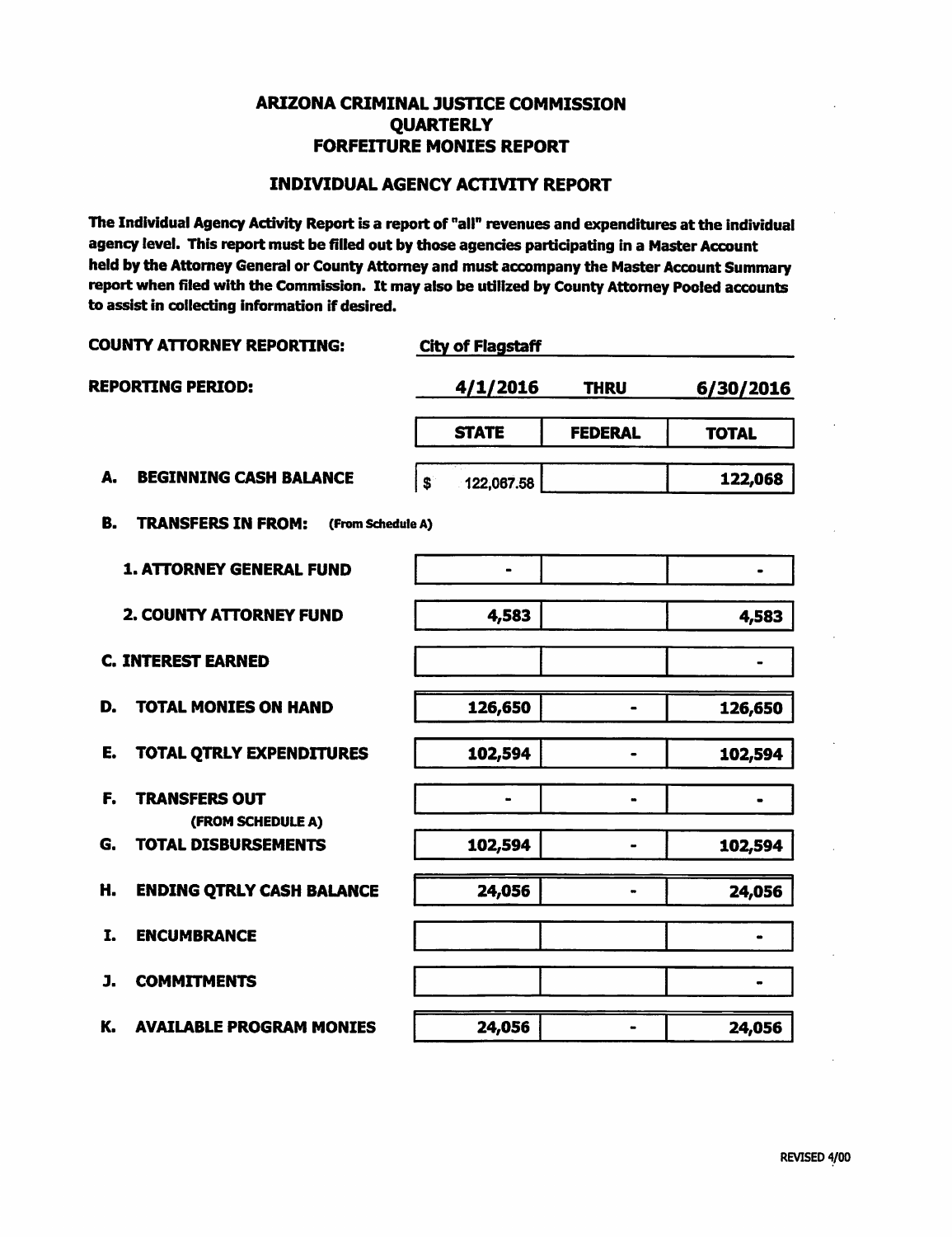# ARIZONA CRIMINAL JUSTICE COMMISSION
# QUARTERLY
# FORFEITURE MONIES REPORT

## INDIVIDUAL AGENCY ACTIVITY REPORT

**The Individual Agency Activity Report is a report of "all" revenues and expenditures at the individual agency level. This report must be filled out by those agencies participating in a Master Account held by the Attorney General or County Attorney and must accompany the Master Account Summary report when filed with the Commission. It may also be utilized by County Attorney Pooled accounts to assist in collecting information if desired.**

**COUNTY ATTORNEY REPORTING:** City of Flagstaff

**REPORTING PERIOD:** 4/1/2016 THRU 6/30/2016

| | STATE | FEDERAL | TOTAL |
|---|---|---|---|
| **A. BEGINNING CASH BALANCE** | $ 122,067.58 | | 122,068 |
| **B. TRANSFERS IN FROM:** (From Schedule A) | | | |
| **1. ATTORNEY GENERAL FUND** | - | | - |
| **2. COUNTY ATTORNEY FUND** | 4,583 | | 4,583 |
| **C. INTEREST EARNED** | | | - |
| **D. TOTAL MONIES ON HAND** | 126,650 | - | 126,650 |
| **E. TOTAL QTRLY EXPENDITURES** | 102,594 | - | 102,594 |
| **F. TRANSFERS OUT** (FROM SCHEDULE A) | - | - | - |
| **G. TOTAL DISBURSEMENTS** | 102,594 | - | 102,594 |
| **H. ENDING QTRLY CASH BALANCE** | 24,056 | - | 24,056 |
| **I. ENCUMBRANCE** | | | - |
| **J. COMMITMENTS** | | | - |
| **K. AVAILABLE PROGRAM MONIES** | 24,056 | - | 24,056 |

REVISED 4/00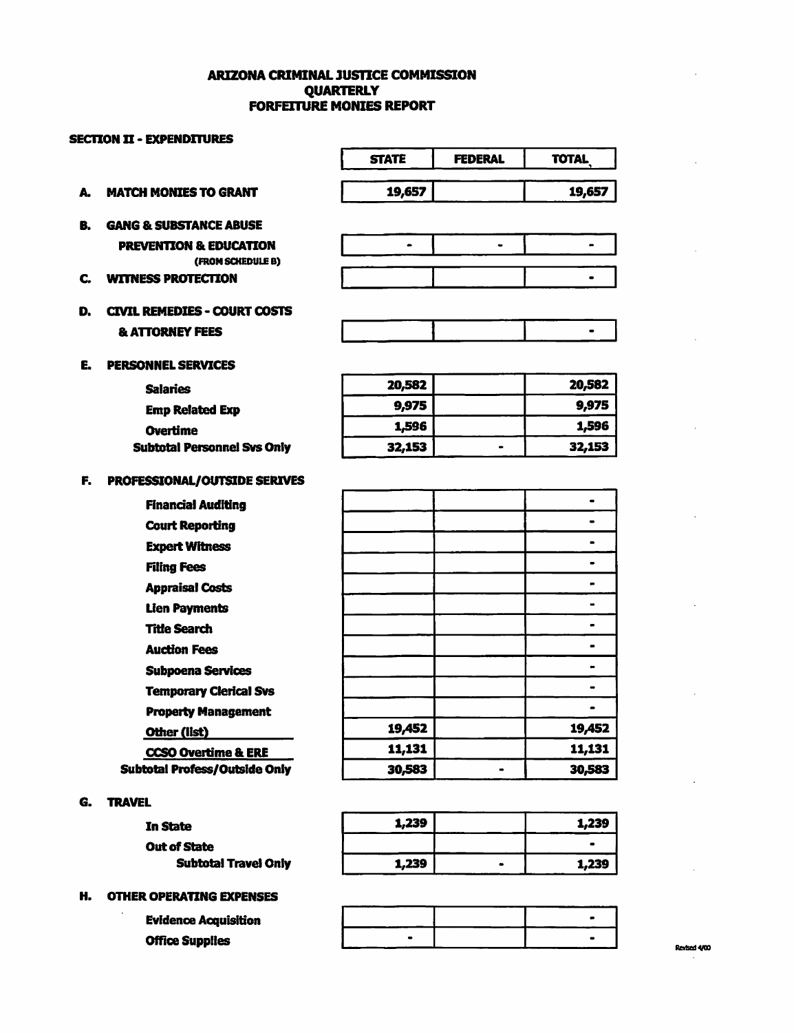# ARIZONA CRIMINAL JUSTICE COMMISSION
# QUARTERLY
# FORFEITURE MONIES REPORT

## SECTION II - EXPENDITURES

| | | STATE | FEDERAL | TOTAL |
|---|---|---|---|---|
| **A.** | **MATCH MONIES TO GRANT** | 19,657 | | 19,657 |
| **B.** | **GANG & SUBSTANCE ABUSE PREVENTION & EDUCATION** (FROM SCHEDULE B) | - | - | - |
| **C.** | **WITNESS PROTECTION** | | | - |
| **D.** | **CIVIL REMEDIES - COURT COSTS & ATTORNEY FEES** | | | - |
| **E.** | **PERSONNEL SERVICES** | | | |
| | Salaries | 20,582 | | 20,582 |
| | Emp Related Exp | 9,975 | | 9,975 |
| | Overtime | 1,596 | | 1,596 |
| | Subtotal Personnel Svs Only | 32,153 | - | 32,153 |
| **F.** | **PROFESSIONAL/OUTSIDE SERIVES** | | | |
| | Financial Auditing | | | - |
| | Court Reporting | | | - |
| | Expert Witness | | | - |
| | Filing Fees | | | - |
| | Appraisal Costs | | | - |
| | Lien Payments | | | - |
| | Title Search | | | - |
| | Auction Fees | | | - |
| | Subpoena Services | | | - |
| | Temporary Clerical Svs | | | - |
| | Property Management | | | - |
| | Other (list) | 19,452 | | 19,452 |
| | CCSO Overtime & ERE | 11,131 | | 11,131 |
| | Subtotal Profess/Outside Only | 30,583 | - | 30,583 |
| **G.** | **TRAVEL** | | | |
| | In State | 1,239 | | 1,239 |
| | Out of State | | | - |
| | Subtotal Travel Only | 1,239 | - | 1,239 |
| **H.** | **OTHER OPERATING EXPENSES** | | | |
| | Evidence Acquisition | | | - |
| | Office Supplies | - | | - |

Revised 4/00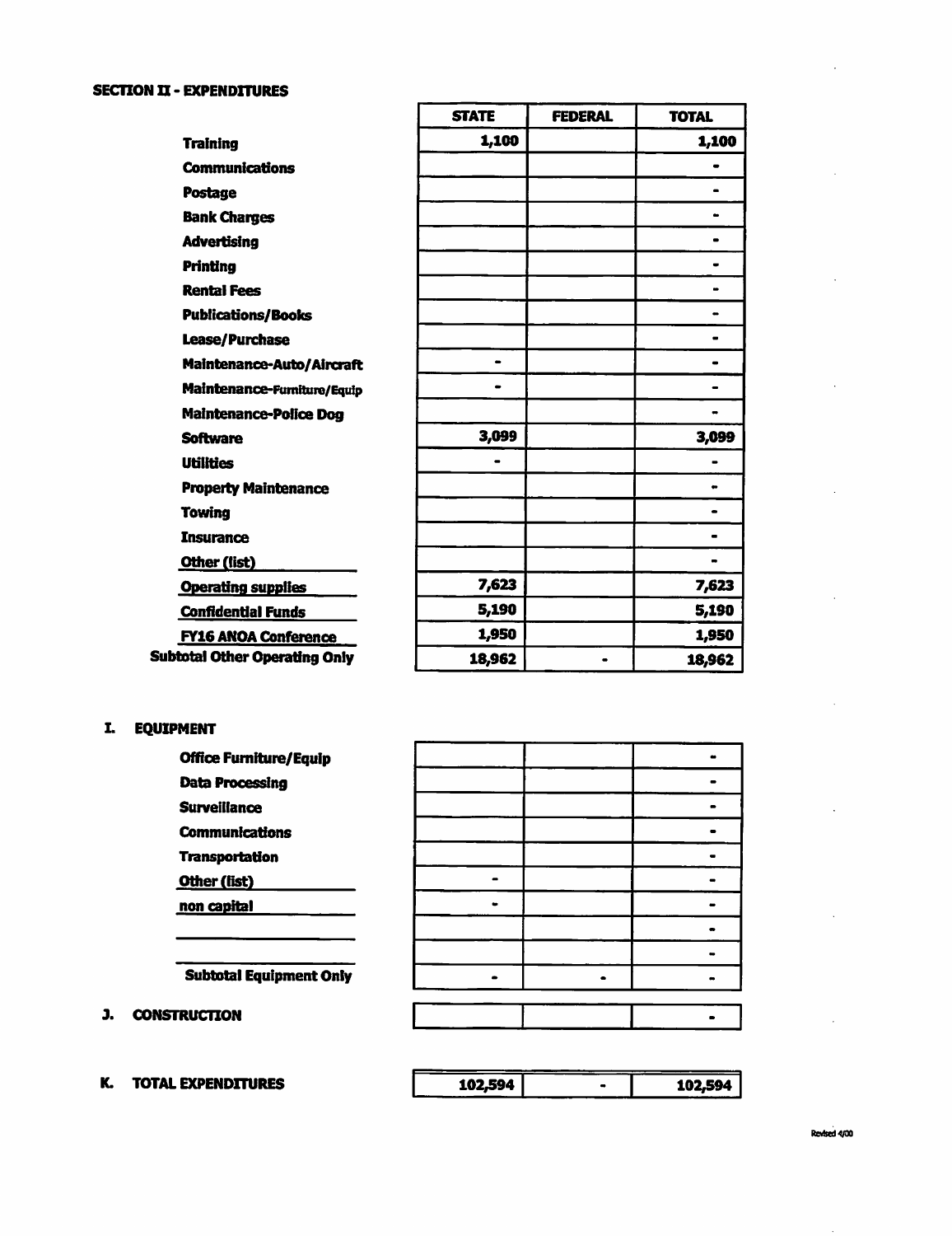**SECTION II - EXPENDITURES**

| | STATE | FEDERAL | TOTAL |
|---|---|---|---|
| Training | 1,100 | | 1,100 |
| Communications | | | - |
| Postage | | | - |
| Bank Charges | | | - |
| Advertising | | | - |
| Printing | | | - |
| Rental Fees | | | - |
| Publications/Books | | | - |
| Lease/Purchase | | | - |
| Maintenance-Auto/Aircraft | - | | - |
| Maintenance-Furniture/Equip | - | | - |
| Maintenance-Police Dog | | | - |
| Software | 3,099 | | 3,099 |
| Utilities | - | | - |
| Property Maintenance | | | - |
| Towing | | | - |
| Insurance | | | - |
| Other (list) | | | - |
| Operating supplies | 7,623 | | 7,623 |
| Confidential Funds | 5,190 | | 5,190 |
| FY16 ANOA Conference | 1,950 | | 1,950 |
| **Subtotal Other Operating Only** | 18,962 | - | 18,962 |

**I. EQUIPMENT**

| | STATE | FEDERAL | TOTAL |
|---|---|---|---|
| Office Furniture/Equip | | | - |
| Data Processing | | | - |
| Surveillance | | | - |
| Communications | | | - |
| Transportation | | | - |
| Other (list) | - | | - |
| non capital | - | | - |
| | | | - |
| | | | - |
| **Subtotal Equipment Only** | - | - | - |

| | STATE | FEDERAL | TOTAL |
|---|---|---|---|
| **J. CONSTRUCTION** | | | - |
| **K. TOTAL EXPENDITURES** | 102,594 | - | 102,594 |

Revised 4/00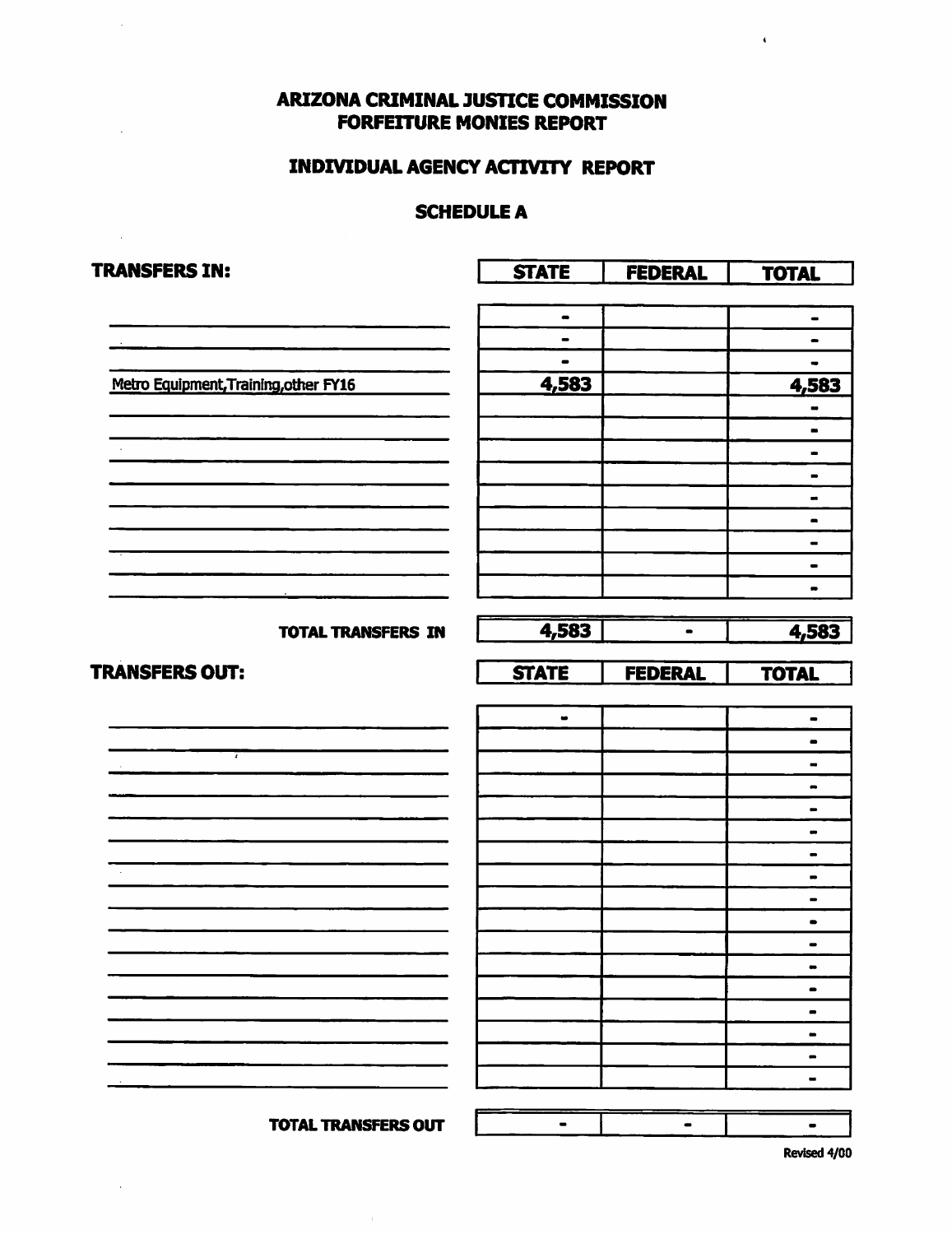# ARIZONA CRIMINAL JUSTICE COMMISSION
# FORFEITURE MONIES REPORT

## INDIVIDUAL AGENCY ACTIVITY REPORT

### SCHEDULE A

**TRANSFERS IN:**

| | STATE | FEDERAL | TOTAL |
|---|---|---|---|
| | - | | - |
| | - | | - |
| | - | | - |
| Metro Equipment,Training,other FY16 | 4,583 | | 4,583 |
| | | | - |
| | | | - |
| | | | - |
| | | | - |
| | | | - |
| | | | - |
| | | | - |
| | | | - |
| | | | - |
| **TOTAL TRANSFERS IN** | **4,583** | **-** | **4,583** |

**TRANSFERS OUT:**

| | STATE | FEDERAL | TOTAL |
|---|---|---|---|
| | - | | - |
| | | | - |
| | | | - |
| | | | - |
| | | | - |
| | | | - |
| | | | - |
| | | | - |
| | | | - |
| | | | - |
| | | | - |
| | | | - |
| | | | - |
| | | | - |
| | | | - |
| | | | - |
| | | | - |
| **TOTAL TRANSFERS OUT** | **-** | **-** | **-** |

Revised 4/00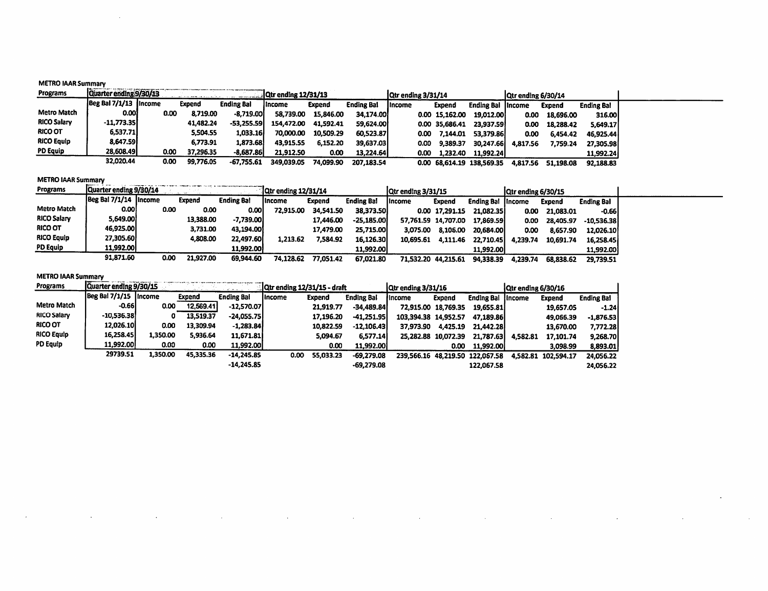METRO IAAR Summary

| Programs | Quarter ending 9/30/13 | | | | Qtr ending 12/31/13 | | | Qtr ending 3/31/14 | | | Qtr ending 6/30/14 | | |
|---|---|---|---|---|---|---|---|---|---|---|---|---|---|
| | Beg Bal 7/1/13 | Income | Expend | Ending Bal | Income | Expend | Ending Bal | Income | Expend | Ending Bal | Income | Expend | Ending Bal |
| Metro Match | 0.00 | 0.00 | 8,719.00 | -8,719.00 | 58,739.00 | 15,846.00 | 34,174.00 | 0.00 | 15,162.00 | 19,012.00 | 0.00 | 18,696.00 | 316.00 |
| RICO Salary | -11,773.35 | | 41,482.24 | -53,255.59 | 154,472.00 | 41,592.41 | 59,624.00 | 0.00 | 35,686.41 | 23,937.59 | 0.00 | 18,288.42 | 5,649.17 |
| RICO OT | 6,537.71 | | 5,504.55 | 1,033.16 | 70,000.00 | 10,509.29 | 60,523.87 | 0.00 | 7,144.01 | 53,379.86 | 0.00 | 6,454.42 | 46,925.44 |
| RICO Equip | 8,647.59 | | 6,773.91 | 1,873.68 | 43,915.55 | 6,152.20 | 39,637.03 | 0.00 | 9,389.37 | 30,247.66 | 4,817.56 | 7,759.24 | 27,305.98 |
| PD Equip | 28,608.49 | 0.00 | 37,296.35 | -8,687.86 | 21,912.50 | 0.00 | 13,224.64 | 0.00 | 1,232.40 | 11,992.24 | | | 11,992.24 |
| | 32,020.44 | 0.00 | 99,776.05 | -67,755.61 | 349,039.05 | 74,099.90 | 207,183.54 | 0.00 | 68,614.19 | 138,569.35 | 4,817.56 | 51,198.08 | 92,188.83 |

METRO IAAR Summary

| Programs | Quarter ending 9/30/14 | | | | Qtr ending 12/31/14 | | | Qtr ending 3/31/15 | | | Qtr ending 6/30/15 | | |
|---|---|---|---|---|---|---|---|---|---|---|---|---|---|
| | Beg Bal 7/1/14 | Income | Expend | Ending Bal | Income | Expend | Ending Bal | Income | Expend | Ending Bal | Income | Expend | Ending Bal |
| Metro Match | 0.00 | 0.00 | 0.00 | 0.00 | 72,915.00 | 34,541.50 | 38,373.50 | 0.00 | 17,291.15 | 21,082.35 | 0.00 | 21,083.01 | -0.66 |
| RICO Salary | 5,649.00 | | 13,388.00 | -7,739.00 | | 17,446.00 | -25,185.00 | 57,761.59 | 14,707.00 | 17,869.59 | 0.00 | 28,405.97 | -10,536.38 |
| RICO OT | 46,925.00 | | 3,731.00 | 43,194.00 | | 17,479.00 | 25,715.00 | 3,075.00 | 8,106.00 | 20,684.00 | 0.00 | 8,657.90 | 12,026.10 |
| RICO Equip | 27,305.60 | | 4,808.00 | 22,497.60 | 1,213.62 | 7,584.92 | 16,126.30 | 10,695.61 | 4,111.46 | 22,710.45 | 4,239.74 | 10,691.74 | 16,258.45 |
| PD Equip | 11,992.00 | | | 11,992.00 | | | 11,992.00 | | | 11,992.00 | | | 11,992.00 |
| | 91,871.60 | 0.00 | 21,927.00 | 69,944.60 | 74,128.62 | 77,051.42 | 67,021.80 | 71,532.20 | 44,215.61 | 94,338.39 | 4,239.74 | 68,838.62 | 29,739.51 |

METRO IAAR Summary

| Programs | Quarter ending 9/30/15 | | | | Qtr ending 12/31/15 - draft | | | Qtr ending 3/31/16 | | | Qtr ending 6/30/16 | | |
|---|---|---|---|---|---|---|---|---|---|---|---|---|---|
| | Beg Bal 7/1/15 | Income | Expend | Ending Bal | Income | Expend | Ending Bal | Income | Expend | Ending Bal | Income | Expend | Ending Bal |
| Metro Match | -0.66 | 0.00 | 12,569.41 | -12,570.07 | | 21,919.77 | -34,489.84 | 72,915.00 | 18,769.35 | 19,655.81 | | 19,657.05 | -1.24 |
| RICO Salary | -10,536.38 | 0 | 13,519.37 | -24,055.75 | | 17,196.20 | -41,251.95 | 103,394.38 | 14,952.57 | 47,189.86 | | 49,066.39 | -1,876.53 |
| RICO OT | 12,026.10 | 0.00 | 13,309.94 | -1,283.84 | | 10,822.59 | -12,106.43 | 37,973.90 | 4,425.19 | 21,442.28 | | 13,670.00 | 7,772.28 |
| RICO Equip | 16,258.45 | 1,350.00 | 5,936.64 | 11,671.81 | | 5,094.67 | 6,577.14 | 25,282.88 | 10,072.39 | 21,787.63 | 4,582.81 | 17,101.74 | 9,268.70 |
| PD Equip | 11,992.00 | 0.00 | 0.00 | 11,992.00 | | 0.00 | 11,992.00 | | 0.00 | 11,992.00 | | 3,098.99 | 8,893.01 |
| | 29739.51 | 1,350.00 | 45,335.36 | -14,245.85 | 0.00 | 55,033.23 | -69,279.08 | 239,566.16 | 48,219.50 | 122,067.58 | 4,582.81 | 102,594.17 | 24,056.22 |
| | | | | -14,245.85 | | | -69,279.08 | | | 122,067.58 | | | 24,056.22 |